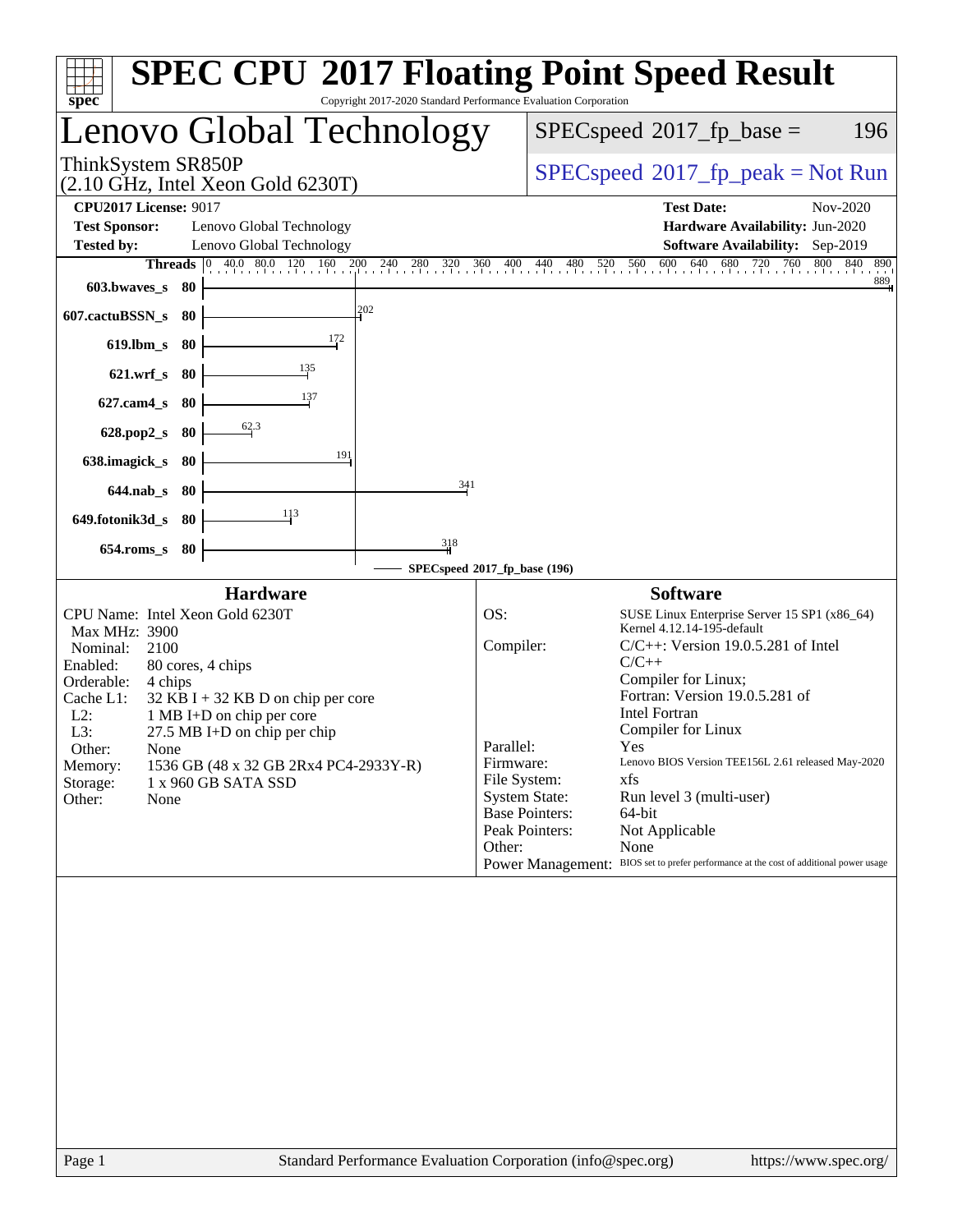# SPEC CPU 2017 Floating Point Speed Result

Copyright 2017-2020 Standard Performance Evaluation Corporation

## Lenovo Global Technology

ThinkSystem SR850P
(2.10 GHz, Intel Xeon Gold 6230T)

SPECspeed 2017_fp_base = 196

SPECspeed 2017_fp_peak = Not Run

**CPU2017 License:** 9017
**Test Sponsor:** Lenovo Global Technology
**Tested by:** Lenovo Global Technology

**Test Date:** Nov-2020
**Hardware Availability:** Jun-2020
**Software Availability:** Sep-2019

| Benchmark | Threads | SPECspeed 2017_fp_base |
|---|---|---|
| 603.bwaves_s | 80 | 889 |
| 607.cactuBSSN_s | 80 | 202 |
| 619.lbm_s | 80 | 172 |
| 621.wrf_s | 80 | 135 |
| 627.cam4_s | 80 | 137 |
| 628.pop2_s | 80 | 62.3 |
| 638.imagick_s | 80 | 191 |
| 644.nab_s | 80 | 341 |
| 649.fotonik3d_s | 80 | 113 |
| 654.roms_s | 80 | 318 |

SPECspeed 2017_fp_base (196)

### Hardware

- CPU Name: Intel Xeon Gold 6230T
- Max MHz: 3900
- Nominal: 2100
- Enabled: 80 cores, 4 chips
- Orderable: 4 chips
- Cache L1: 32 KB I + 32 KB D on chip per core
- L2: 1 MB I+D on chip per core
- L3: 27.5 MB I+D on chip per chip
- Other: None
- Memory: 1536 GB (48 x 32 GB 2Rx4 PC4-2933Y-R)
- Storage: 1 x 960 GB SATA SSD
- Other: None

### Software

- OS: SUSE Linux Enterprise Server 15 SP1 (x86_64) Kernel 4.12.14-195-default
- Compiler: C/C++: Version 19.0.5.281 of Intel C/C++ Compiler for Linux; Fortran: Version 19.0.5.281 of Intel Fortran Compiler for Linux
- Parallel: Yes
- Firmware: Lenovo BIOS Version TEE156L 2.61 released May-2020
- File System: xfs
- System State: Run level 3 (multi-user)
- Base Pointers: 64-bit
- Peak Pointers: Not Applicable
- Other: None
- Power Management: BIOS set to prefer performance at the cost of additional power usage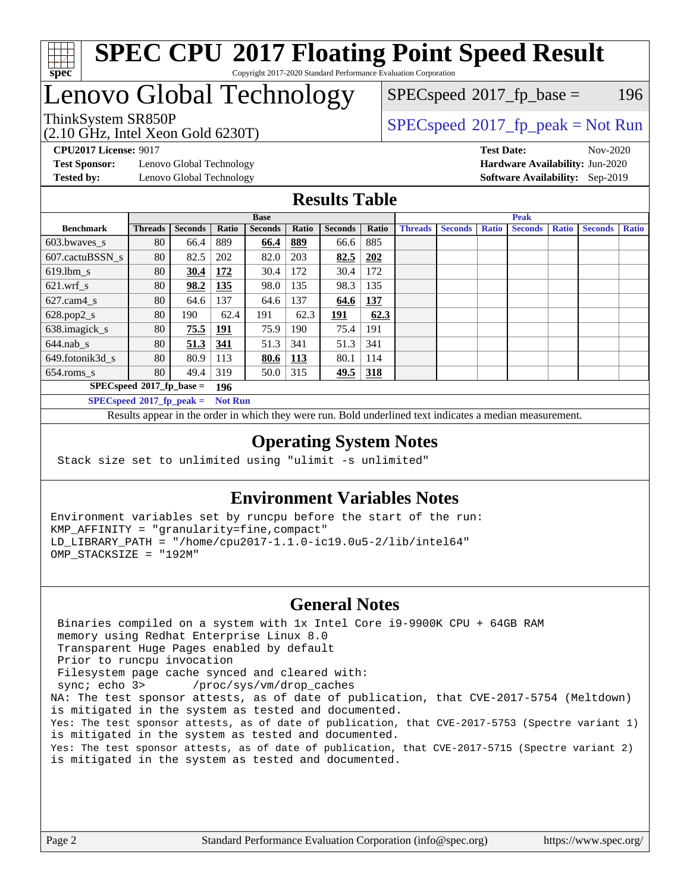# SPEC CPU 2017 Floating Point Speed Result

Copyright 2017-2020 Standard Performance Evaluation Corporation

# Lenovo Global Technology

ThinkSystem SR850P
(2.10 GHz, Intel Xeon Gold 6230T)

SPECspeed 2017_fp_base = 196

SPECspeed 2017_fp_peak = Not Run

**CPU2017 License:** 9017
**Test Sponsor:** Lenovo Global Technology
**Tested by:** Lenovo Global Technology

**Test Date:** Nov-2020
**Hardware Availability:** Jun-2020
**Software Availability:** Sep-2019

## Results Table

| Benchmark | Base | | | | | | | Peak | | | | | | |
|---|---|---|---|---|---|---|---|---|---|---|---|---|---|---|
| | Threads | Seconds | Ratio | Seconds | Ratio | Seconds | Ratio | Threads | Seconds | Ratio | Seconds | Ratio | Seconds | Ratio |
| 603.bwaves_s | 80 | 66.4 | 889 | **66.4** | **889** | 66.6 | 885 | | | | | | | |
| 607.cactuBSSN_s | 80 | 82.5 | 202 | 82.0 | 203 | **82.5** | **202** | | | | | | | |
| 619.lbm_s | 80 | **30.4** | **172** | 30.4 | 172 | 30.4 | 172 | | | | | | | |
| 621.wrf_s | 80 | **98.2** | **135** | 98.0 | 135 | 98.3 | 135 | | | | | | | |
| 627.cam4_s | 80 | 64.6 | 137 | 64.6 | 137 | **64.6** | **137** | | | | | | | |
| 628.pop2_s | 80 | 190 | 62.4 | 191 | 62.3 | **191** | **62.3** | | | | | | | |
| 638.imagick_s | 80 | **75.5** | **191** | 75.9 | 190 | 75.4 | 191 | | | | | | | |
| 644.nab_s | 80 | **51.3** | **341** | 51.3 | 341 | 51.3 | 341 | | | | | | | |
| 649.fotonik3d_s | 80 | 80.9 | 113 | **80.6** | **113** | 80.1 | 114 | | | | | | | |
| 654.roms_s | 80 | 49.4 | 319 | 50.0 | 315 | **49.5** | **318** | | | | | | | |

**SPECspeed 2017_fp_base = 196**

**SPECspeed 2017_fp_peak = Not Run**

Results appear in the order in which they were run. Bold underlined text indicates a median measurement.

## Operating System Notes

```
Stack size set to unlimited using "ulimit -s unlimited"
```

## Environment Variables Notes

```
Environment variables set by runcpu before the start of the run:
KMP_AFFINITY = "granularity=fine,compact"
LD_LIBRARY_PATH = "/home/cpu2017-1.1.0-ic19.0u5-2/lib/intel64"
OMP_STACKSIZE = "192M"
```

## General Notes

```
 Binaries compiled on a system with 1x Intel Core i9-9900K CPU + 64GB RAM
 memory using Redhat Enterprise Linux 8.0
 Transparent Huge Pages enabled by default
 Prior to runcpu invocation
 Filesystem page cache synced and cleared with:
 sync; echo 3>       /proc/sys/vm/drop_caches
NA: The test sponsor attests, as of date of publication, that CVE-2017-5754 (Meltdown)
is mitigated in the system as tested and documented.
Yes: The test sponsor attests, as of date of publication, that CVE-2017-5753 (Spectre variant 1)
is mitigated in the system as tested and documented.
Yes: The test sponsor attests, as of date of publication, that CVE-2017-5715 (Spectre variant 2)
is mitigated in the system as tested and documented.
```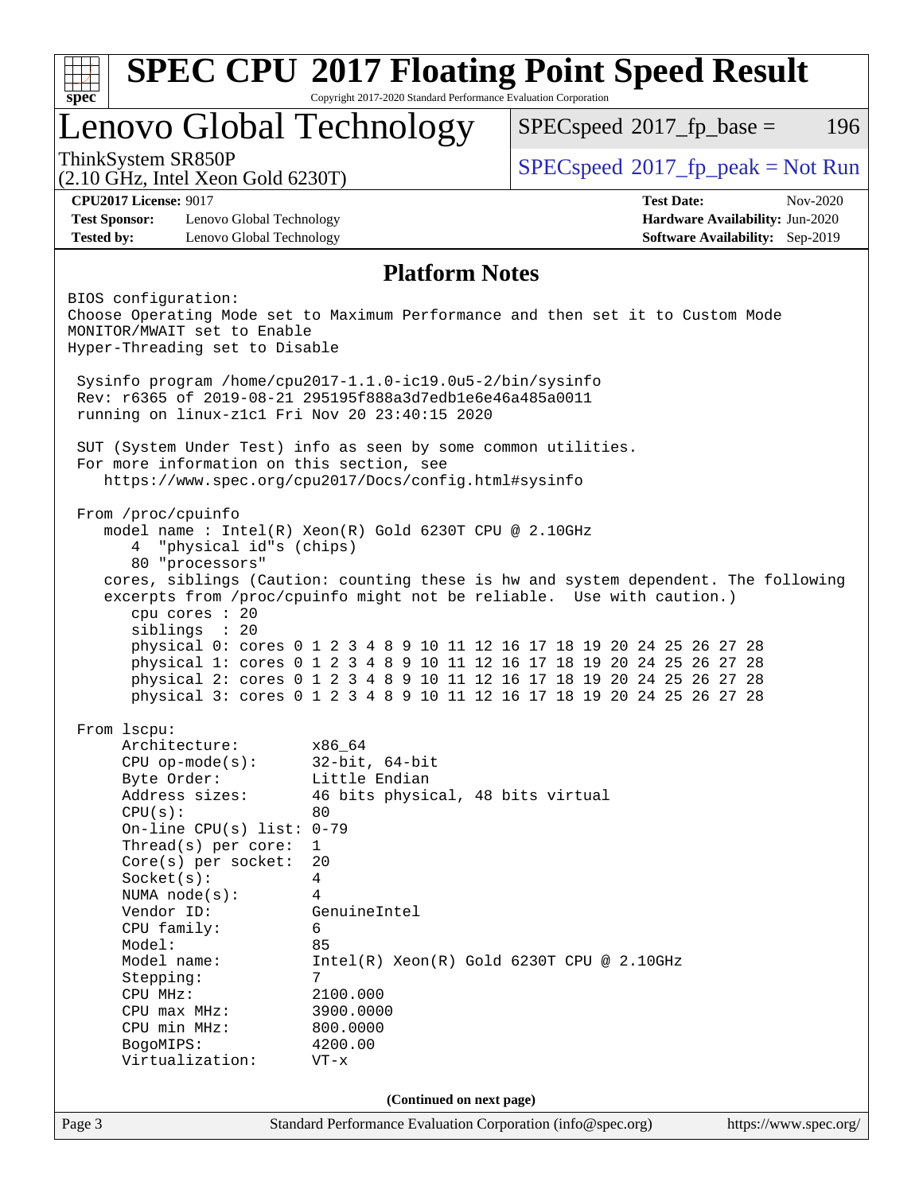# SPEC CPU 2017 Floating Point Speed Result

Copyright 2017-2020 Standard Performance Evaluation Corporation

## Lenovo Global Technology

ThinkSystem SR850P
(2.10 GHz, Intel Xeon Gold 6230T)

SPECspeed 2017_fp_base = 196

SPECspeed 2017_fp_peak = Not Run

**CPU2017 License:** 9017
**Test Sponsor:** Lenovo Global Technology
**Tested by:** Lenovo Global Technology

**Test Date:** Nov-2020
**Hardware Availability:** Jun-2020
**Software Availability:** Sep-2019

### Platform Notes

```
BIOS configuration:
Choose Operating Mode set to Maximum Performance and then set it to Custom Mode
MONITOR/MWAIT set to Enable
Hyper-Threading set to Disable

 Sysinfo program /home/cpu2017-1.1.0-ic19.0u5-2/bin/sysinfo
 Rev: r6365 of 2019-08-21 295195f888a3d7edb1e6e46a485a0011
 running on linux-z1c1 Fri Nov 20 23:40:15 2020

 SUT (System Under Test) info as seen by some common utilities.
 For more information on this section, see
    https://www.spec.org/cpu2017/Docs/config.html#sysinfo

 From /proc/cpuinfo
    model name : Intel(R) Xeon(R) Gold 6230T CPU @ 2.10GHz
       4  "physical id"s (chips)
       80 "processors"
    cores, siblings (Caution: counting these is hw and system dependent. The following
    excerpts from /proc/cpuinfo might not be reliable.  Use with caution.)
       cpu cores : 20
       siblings  : 20
       physical 0: cores 0 1 2 3 4 8 9 10 11 12 16 17 18 19 20 24 25 26 27 28
       physical 1: cores 0 1 2 3 4 8 9 10 11 12 16 17 18 19 20 24 25 26 27 28
       physical 2: cores 0 1 2 3 4 8 9 10 11 12 16 17 18 19 20 24 25 26 27 28
       physical 3: cores 0 1 2 3 4 8 9 10 11 12 16 17 18 19 20 24 25 26 27 28

 From lscpu:
      Architecture:          x86_64
      CPU op-mode(s):        32-bit, 64-bit
      Byte Order:            Little Endian
      Address sizes:         46 bits physical, 48 bits virtual
      CPU(s):                80
      On-line CPU(s) list: 0-79
      Thread(s) per core:    1
      Core(s) per socket:    20
      Socket(s):             4
      NUMA node(s):          4
      Vendor ID:             GenuineIntel
      CPU family:            6
      Model:                 85
      Model name:            Intel(R) Xeon(R) Gold 6230T CPU @ 2.10GHz
      Stepping:              7
      CPU MHz:               2100.000
      CPU max MHz:           3900.0000
      CPU min MHz:           800.0000
      BogoMIPS:              4200.00
      Virtualization:        VT-x
```

(Continued on next page)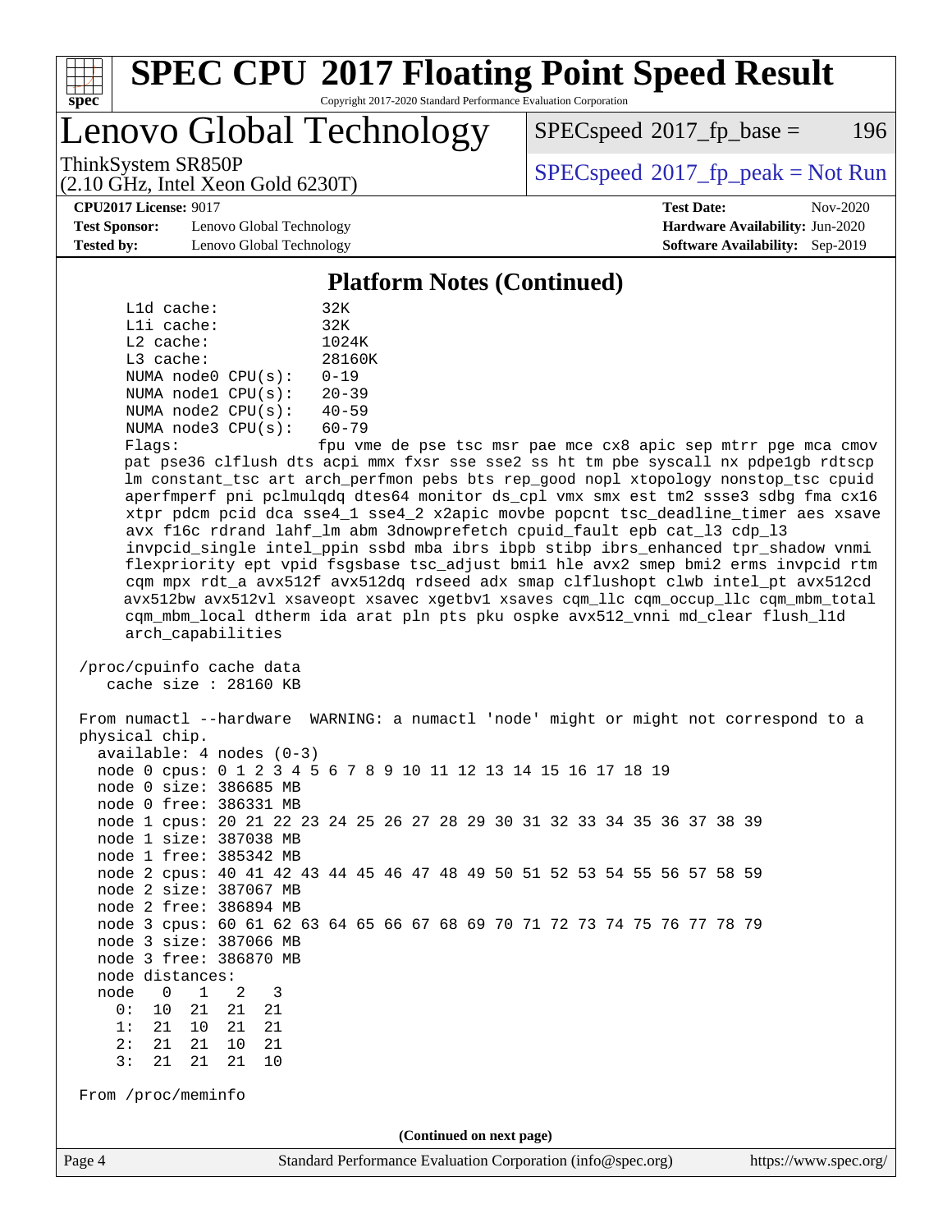# SPEC CPU 2017 Floating Point Speed Result

Copyright 2017-2020 Standard Performance Evaluation Corporation

## Lenovo Global Technology

ThinkSystem SR850P
(2.10 GHz, Intel Xeon Gold 6230T)

SPECspeed 2017_fp_base = 196

SPECspeed 2017_fp_peak = Not Run

**CPU2017 License:** 9017
**Test Sponsor:** Lenovo Global Technology
**Tested by:** Lenovo Global Technology

**Test Date:** Nov-2020
**Hardware Availability:** Jun-2020
**Software Availability:** Sep-2019

### Platform Notes (Continued)

```
    L1d cache:              32K
    L1i cache:              32K
    L2 cache:               1024K
    L3 cache:               28160K
    NUMA node0 CPU(s):      0-19
    NUMA node1 CPU(s):      20-39
    NUMA node2 CPU(s):      40-59
    NUMA node3 CPU(s):      60-79
    Flags:                  fpu vme de pse tsc msr pae mce cx8 apic sep mtrr pge mca cmov
    pat pse36 clflush dts acpi mmx fxsr sse sse2 ss ht tm pbe syscall nx pdpe1gb rdtscp
    lm constant_tsc art arch_perfmon pebs bts rep_good nopl xtopology nonstop_tsc cpuid
    aperfmperf pni pclmulqdq dtes64 monitor ds_cpl vmx smx est tm2 ssse3 sdbg fma cx16
    xtpr pdcm pcid dca sse4_1 sse4_2 x2apic movbe popcnt tsc_deadline_timer aes xsave
    avx f16c rdrand lahf_lm abm 3dnowprefetch cpuid_fault epb cat_l3 cdp_l3
    invpcid_single intel_ppin ssbd mba ibrs ibpb stibp ibrs_enhanced tpr_shadow vnmi
    flexpriority ept vpid fsgsbase tsc_adjust bmi1 hle avx2 smep bmi2 erms invpcid rtm
    cqm mpx rdt_a avx512f avx512dq rdseed adx smap clflushopt clwb intel_pt avx512cd
    avx512bw avx512vl xsaveopt xsavec xgetbv1 xsaves cqm_llc cqm_occup_llc cqm_mbm_total
    cqm_mbm_local dtherm ida arat pln pts pku ospke avx512_vnni md_clear flush_l1d
    arch_capabilities

 /proc/cpuinfo cache data
    cache size : 28160 KB

 From numactl --hardware  WARNING: a numactl 'node' might or might not correspond to a
 physical chip.
   available: 4 nodes (0-3)
   node 0 cpus: 0 1 2 3 4 5 6 7 8 9 10 11 12 13 14 15 16 17 18 19
   node 0 size: 386685 MB
   node 0 free: 386331 MB
   node 1 cpus: 20 21 22 23 24 25 26 27 28 29 30 31 32 33 34 35 36 37 38 39
   node 1 size: 387038 MB
   node 1 free: 385342 MB
   node 2 cpus: 40 41 42 43 44 45 46 47 48 49 50 51 52 53 54 55 56 57 58 59
   node 2 size: 387067 MB
   node 2 free: 386894 MB
   node 3 cpus: 60 61 62 63 64 65 66 67 68 69 70 71 72 73 74 75 76 77 78 79
   node 3 size: 387066 MB
   node 3 free: 386870 MB
   node distances:
   node   0   1   2   3
     0:  10  21  21  21
     1:  21  10  21  21
     2:  21  21  10  21
     3:  21  21  21  10

 From /proc/meminfo
```

(Continued on next page)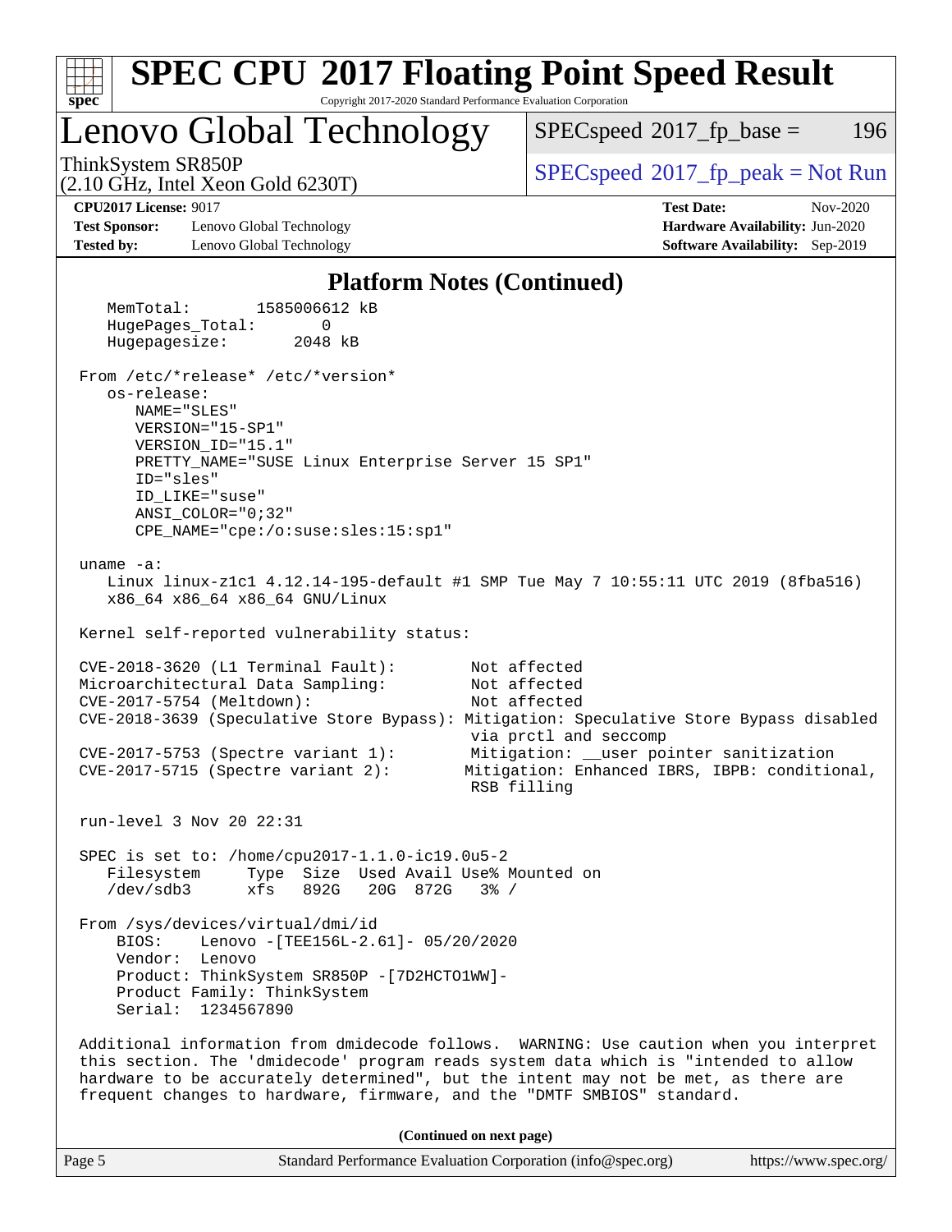# SPEC CPU 2017 Floating Point Speed Result

Copyright 2017-2020 Standard Performance Evaluation Corporation

## Lenovo Global Technology

ThinkSystem SR850P
(2.10 GHz, Intel Xeon Gold 6230T)

SPECspeed 2017_fp_base = 196

SPECspeed 2017_fp_peak = Not Run

**CPU2017 License:** 9017
**Test Sponsor:** Lenovo Global Technology
**Tested by:** Lenovo Global Technology

**Test Date:** Nov-2020
**Hardware Availability:** Jun-2020
**Software Availability:** Sep-2019

### Platform Notes (Continued)

```
    MemTotal:       1585006612 kB
    HugePages_Total:       0
    Hugepagesize:       2048 kB

 From /etc/*release* /etc/*version*
    os-release:
       NAME="SLES"
       VERSION="15-SP1"
       VERSION_ID="15.1"
       PRETTY_NAME="SUSE Linux Enterprise Server 15 SP1"
       ID="sles"
       ID_LIKE="suse"
       ANSI_COLOR="0;32"
       CPE_NAME="cpe:/o:suse:sles:15:sp1"

 uname -a:
    Linux linux-z1c1 4.12.14-195-default #1 SMP Tue May 7 10:55:11 UTC 2019 (8fba516)
    x86_64 x86_64 x86_64 GNU/Linux

 Kernel self-reported vulnerability status:

 CVE-2018-3620 (L1 Terminal Fault):        Not affected
 Microarchitectural Data Sampling:         Not affected
 CVE-2017-5754 (Meltdown):                 Not affected
 CVE-2018-3639 (Speculative Store Bypass): Mitigation: Speculative Store Bypass disabled
                                            via prctl and seccomp
 CVE-2017-5753 (Spectre variant 1):        Mitigation: __user pointer sanitization
 CVE-2017-5715 (Spectre variant 2):        Mitigation: Enhanced IBRS, IBPB: conditional,
                                            RSB filling

 run-level 3 Nov 20 22:31

 SPEC is set to: /home/cpu2017-1.1.0-ic19.0u5-2
    Filesystem     Type  Size  Used Avail Use% Mounted on
    /dev/sdb3      xfs   892G   20G  872G   3% /

 From /sys/devices/virtual/dmi/id
     BIOS:    Lenovo -[TEE156L-2.61]- 05/20/2020
     Vendor:  Lenovo
     Product: ThinkSystem SR850P -[7D2HCTO1WW]-
     Product Family: ThinkSystem
     Serial:  1234567890

 Additional information from dmidecode follows.  WARNING: Use caution when you interpret
 this section. The 'dmidecode' program reads system data which is "intended to allow
 hardware to be accurately determined", but the intent may not be met, as there are
 frequent changes to hardware, firmware, and the "DMTF SMBIOS" standard.
```

**(Continued on next page)**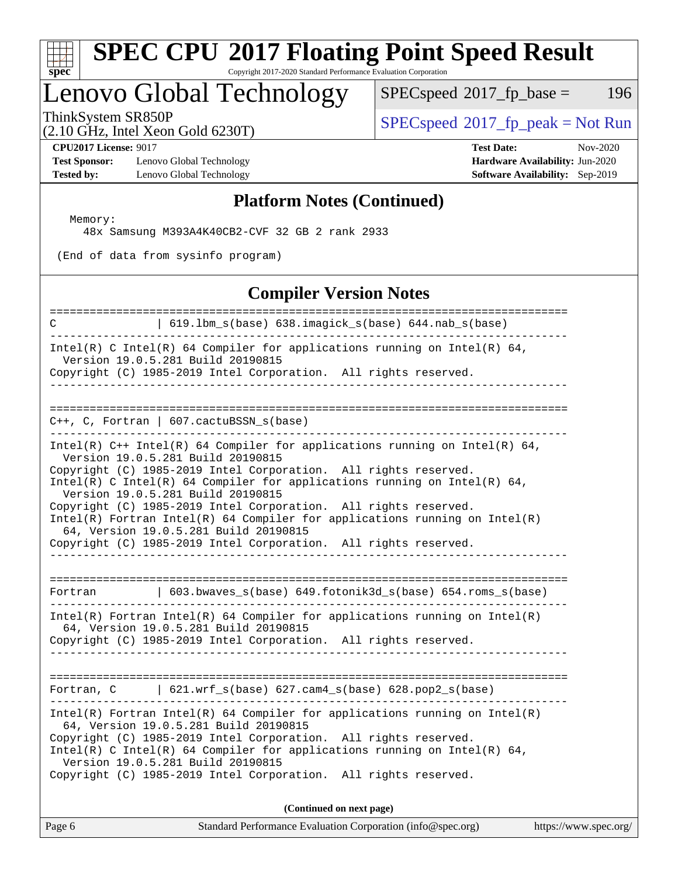## Platform Notes (Continued)

```
  Memory:
    48x Samsung M393A4K40CB2-CVF 32 GB 2 rank 2933

 (End of data from sysinfo program)
```

## Compiler Version Notes

```
==============================================================================
C               | 619.lbm_s(base) 638.imagick_s(base) 644.nab_s(base)
------------------------------------------------------------------------------
Intel(R) C Intel(R) 64 Compiler for applications running on Intel(R) 64,
  Version 19.0.5.281 Build 20190815
Copyright (C) 1985-2019 Intel Corporation.  All rights reserved.
------------------------------------------------------------------------------

==============================================================================
C++, C, Fortran | 607.cactuBSSN_s(base)
------------------------------------------------------------------------------
Intel(R) C++ Intel(R) 64 Compiler for applications running on Intel(R) 64,
  Version 19.0.5.281 Build 20190815
Copyright (C) 1985-2019 Intel Corporation.  All rights reserved.
Intel(R) C Intel(R) 64 Compiler for applications running on Intel(R) 64,
  Version 19.0.5.281 Build 20190815
Copyright (C) 1985-2019 Intel Corporation.  All rights reserved.
Intel(R) Fortran Intel(R) 64 Compiler for applications running on Intel(R)
  64, Version 19.0.5.281 Build 20190815
Copyright (C) 1985-2019 Intel Corporation.  All rights reserved.
------------------------------------------------------------------------------

==============================================================================
Fortran         | 603.bwaves_s(base) 649.fotonik3d_s(base) 654.roms_s(base)
------------------------------------------------------------------------------
Intel(R) Fortran Intel(R) 64 Compiler for applications running on Intel(R)
  64, Version 19.0.5.281 Build 20190815
Copyright (C) 1985-2019 Intel Corporation.  All rights reserved.
------------------------------------------------------------------------------

==============================================================================
Fortran, C      | 621.wrf_s(base) 627.cam4_s(base) 628.pop2_s(base)
------------------------------------------------------------------------------
Intel(R) Fortran Intel(R) 64 Compiler for applications running on Intel(R)
  64, Version 19.0.5.281 Build 20190815
Copyright (C) 1985-2019 Intel Corporation.  All rights reserved.
Intel(R) C Intel(R) 64 Compiler for applications running on Intel(R) 64,
  Version 19.0.5.281 Build 20190815
Copyright (C) 1985-2019 Intel Corporation.  All rights reserved.
```

**(Continued on next page)**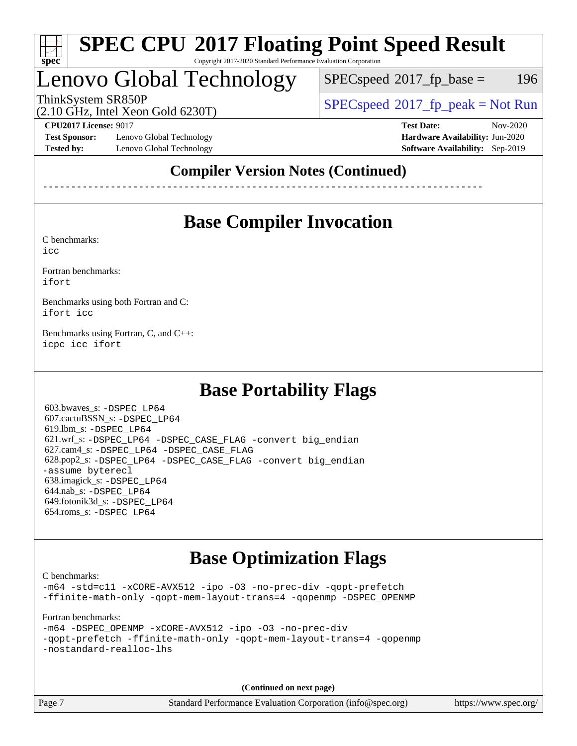## Compiler Version Notes (Continued)

------------------------------------------------------------------------------

## Base Compiler Invocation

C benchmarks:
`icc`

Fortran benchmarks:
`ifort`

Benchmarks using both Fortran and C:
`ifort icc`

Benchmarks using Fortran, C, and C++:
`icpc icc ifort`

## Base Portability Flags

603.bwaves_s: `-DSPEC_LP64`
607.cactuBSSN_s: `-DSPEC_LP64`
619.lbm_s: `-DSPEC_LP64`
621.wrf_s: `-DSPEC_LP64 -DSPEC_CASE_FLAG -convert big_endian`
627.cam4_s: `-DSPEC_LP64 -DSPEC_CASE_FLAG`
628.pop2_s: `-DSPEC_LP64 -DSPEC_CASE_FLAG -convert big_endian -assume byterecl`
638.imagick_s: `-DSPEC_LP64`
644.nab_s: `-DSPEC_LP64`
649.fotonik3d_s: `-DSPEC_LP64`
654.roms_s: `-DSPEC_LP64`

## Base Optimization Flags

C benchmarks:
`-m64 -std=c11 -xCORE-AVX512 -ipo -O3 -no-prec-div -qopt-prefetch -ffinite-math-only -qopt-mem-layout-trans=4 -qopenmp -DSPEC_OPENMP`

Fortran benchmarks:
`-m64 -DSPEC_OPENMP -xCORE-AVX512 -ipo -O3 -no-prec-div -qopt-prefetch -ffinite-math-only -qopt-mem-layout-trans=4 -qopenmp -nostandard-realloc-lhs`

**(Continued on next page)**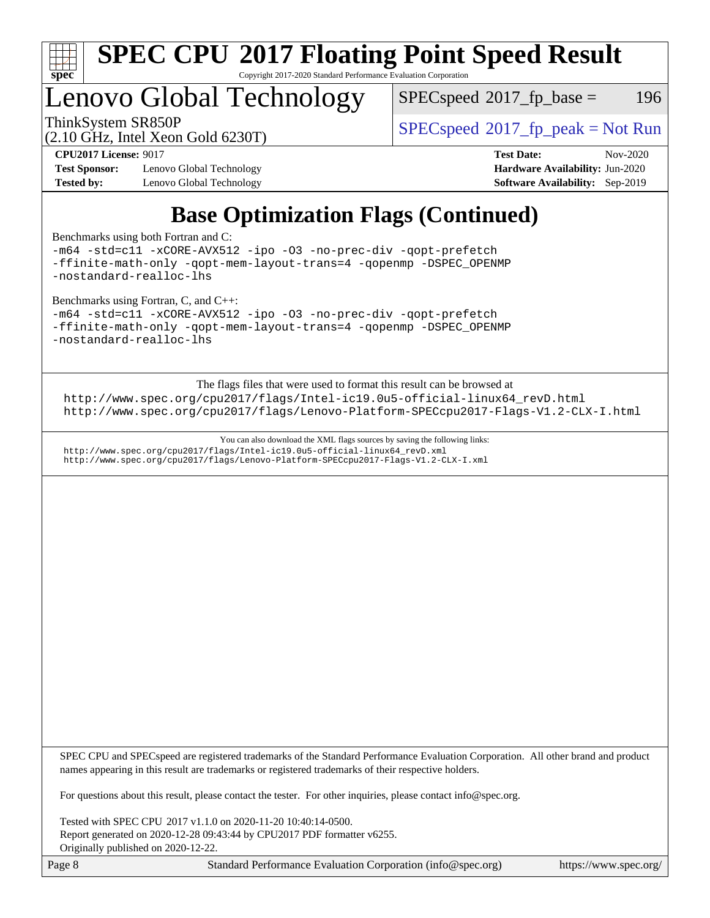# Base Optimization Flags (Continued)

Benchmarks using both Fortran and C:

```
-m64 -std=c11 -xCORE-AVX512 -ipo -O3 -no-prec-div -qopt-prefetch
-ffinite-math-only -qopt-mem-layout-trans=4 -qopenmp -DSPEC_OPENMP
-nostandard-realloc-lhs
```

Benchmarks using Fortran, C, and C++:

```
-m64 -std=c11 -xCORE-AVX512 -ipo -O3 -no-prec-div -qopt-prefetch
-ffinite-math-only -qopt-mem-layout-trans=4 -qopenmp -DSPEC_OPENMP
-nostandard-realloc-lhs
```

The flags files that were used to format this result can be browsed at

http://www.spec.org/cpu2017/flags/Intel-ic19.0u5-official-linux64_revD.html
http://www.spec.org/cpu2017/flags/Lenovo-Platform-SPECcpu2017-Flags-V1.2-CLX-I.html

You can also download the XML flags sources by saving the following links:

http://www.spec.org/cpu2017/flags/Intel-ic19.0u5-official-linux64_revD.xml
http://www.spec.org/cpu2017/flags/Lenovo-Platform-SPECcpu2017-Flags-V1.2-CLX-I.xml

SPEC CPU and SPECspeed are registered trademarks of the Standard Performance Evaluation Corporation. All other brand and product names appearing in this result are trademarks or registered trademarks of their respective holders.

For questions about this result, please contact the tester. For other inquiries, please contact info@spec.org.

Tested with SPEC CPU 2017 v1.1.0 on 2020-11-20 10:40:14-0500.
Report generated on 2020-12-28 09:43:44 by CPU2017 PDF formatter v6255.
Originally published on 2020-12-22.